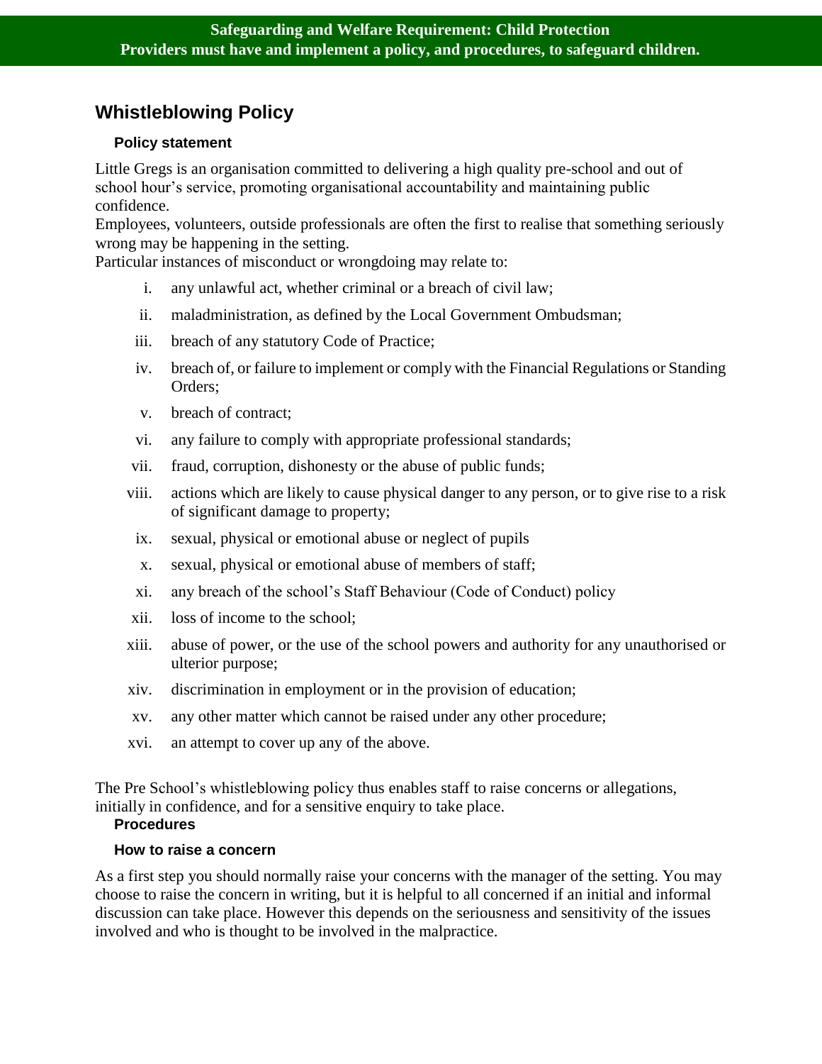**Safeguarding and Welfare Requirement: Child Protection**
**Providers must have and implement a policy, and procedures, to safeguard children.**

# Whistleblowing Policy

### Policy statement

Little Gregs is an organisation committed to delivering a high quality pre-school and out of school hour's service, promoting organisational accountability and maintaining public confidence.

Employees, volunteers, outside professionals are often the first to realise that something seriously wrong may be happening in the setting.

Particular instances of misconduct or wrongdoing may relate to:

- i. any unlawful act, whether criminal or a breach of civil law;
- ii. maladministration, as defined by the Local Government Ombudsman;
- iii. breach of any statutory Code of Practice;
- iv. breach of, or failure to implement or comply with the Financial Regulations or Standing Orders;
- v. breach of contract;
- vi. any failure to comply with appropriate professional standards;
- vii. fraud, corruption, dishonesty or the abuse of public funds;
- viii. actions which are likely to cause physical danger to any person, or to give rise to a risk of significant damage to property;
- ix. sexual, physical or emotional abuse or neglect of pupils
- x. sexual, physical or emotional abuse of members of staff;
- xi. any breach of the school's Staff Behaviour (Code of Conduct) policy
- xii. loss of income to the school;
- xiii. abuse of power, or the use of the school powers and authority for any unauthorised or ulterior purpose;
- xiv. discrimination in employment or in the provision of education;
- xv. any other matter which cannot be raised under any other procedure;
- xvi. an attempt to cover up any of the above.

The Pre School's whistleblowing policy thus enables staff to raise concerns or allegations, initially in confidence, and for a sensitive enquiry to take place.

### Procedures

### How to raise a concern

As a first step you should normally raise your concerns with the manager of the setting. You may choose to raise the concern in writing, but it is helpful to all concerned if an initial and informal discussion can take place. However this depends on the seriousness and sensitivity of the issues involved and who is thought to be involved in the malpractice.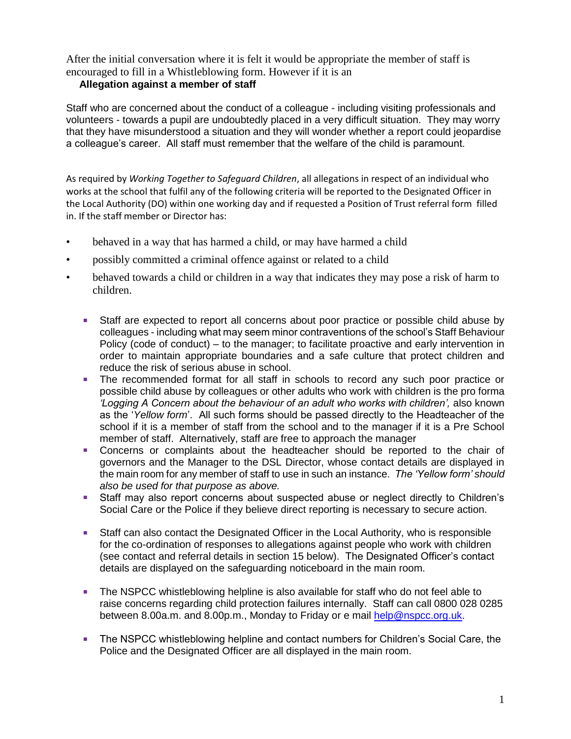After the initial conversation where it is felt it would be appropriate the member of staff is encouraged to fill in a Whistleblowing form. However if it is an

**Allegation against a member of staff**

Staff who are concerned about the conduct of a colleague - including visiting professionals and volunteers - towards a pupil are undoubtedly placed in a very difficult situation. They may worry that they have misunderstood a situation and they will wonder whether a report could jeopardise a colleague's career. All staff must remember that the welfare of the child is paramount.

As required by *Working Together to Safeguard Children*, all allegations in respect of an individual who works at the school that fulfil any of the following criteria will be reported to the Designated Officer in the Local Authority (DO) within one working day and if requested a Position of Trust referral form filled in. If the staff member or Director has:

- behaved in a way that has harmed a child, or may have harmed a child
- possibly committed a criminal offence against or related to a child
- behaved towards a child or children in a way that indicates they may pose a risk of harm to children.

- Staff are expected to report all concerns about poor practice or possible child abuse by colleagues - including what may seem minor contraventions of the school's Staff Behaviour Policy (code of conduct) – to the manager; to facilitate proactive and early intervention in order to maintain appropriate boundaries and a safe culture that protect children and reduce the risk of serious abuse in school.
- The recommended format for all staff in schools to record any such poor practice or possible child abuse by colleagues or other adults who work with children is the pro forma *'Logging A Concern about the behaviour of an adult who works with children',* also known as the '*Yellow form*'. All such forms should be passed directly to the Headteacher of the school if it is a member of staff from the school and to the manager if it is a Pre School member of staff. Alternatively, staff are free to approach the manager
- Concerns or complaints about the headteacher should be reported to the chair of governors and the Manager to the DSL Director, whose contact details are displayed in the main room for any member of staff to use in such an instance. *The 'Yellow form' should also be used for that purpose as above.*
- Staff may also report concerns about suspected abuse or neglect directly to Children's Social Care or the Police if they believe direct reporting is necessary to secure action.
- Staff can also contact the Designated Officer in the Local Authority, who is responsible for the co-ordination of responses to allegations against people who work with children (see contact and referral details in section 15 below). The Designated Officer's contact details are displayed on the safeguarding noticeboard in the main room.
- The NSPCC whistleblowing helpline is also available for staff who do not feel able to raise concerns regarding child protection failures internally. Staff can call 0800 028 0285 between 8.00a.m. and 8.00p.m., Monday to Friday or e mail help@nspcc.org.uk.
- The NSPCC whistleblowing helpline and contact numbers for Children's Social Care, the Police and the Designated Officer are all displayed in the main room.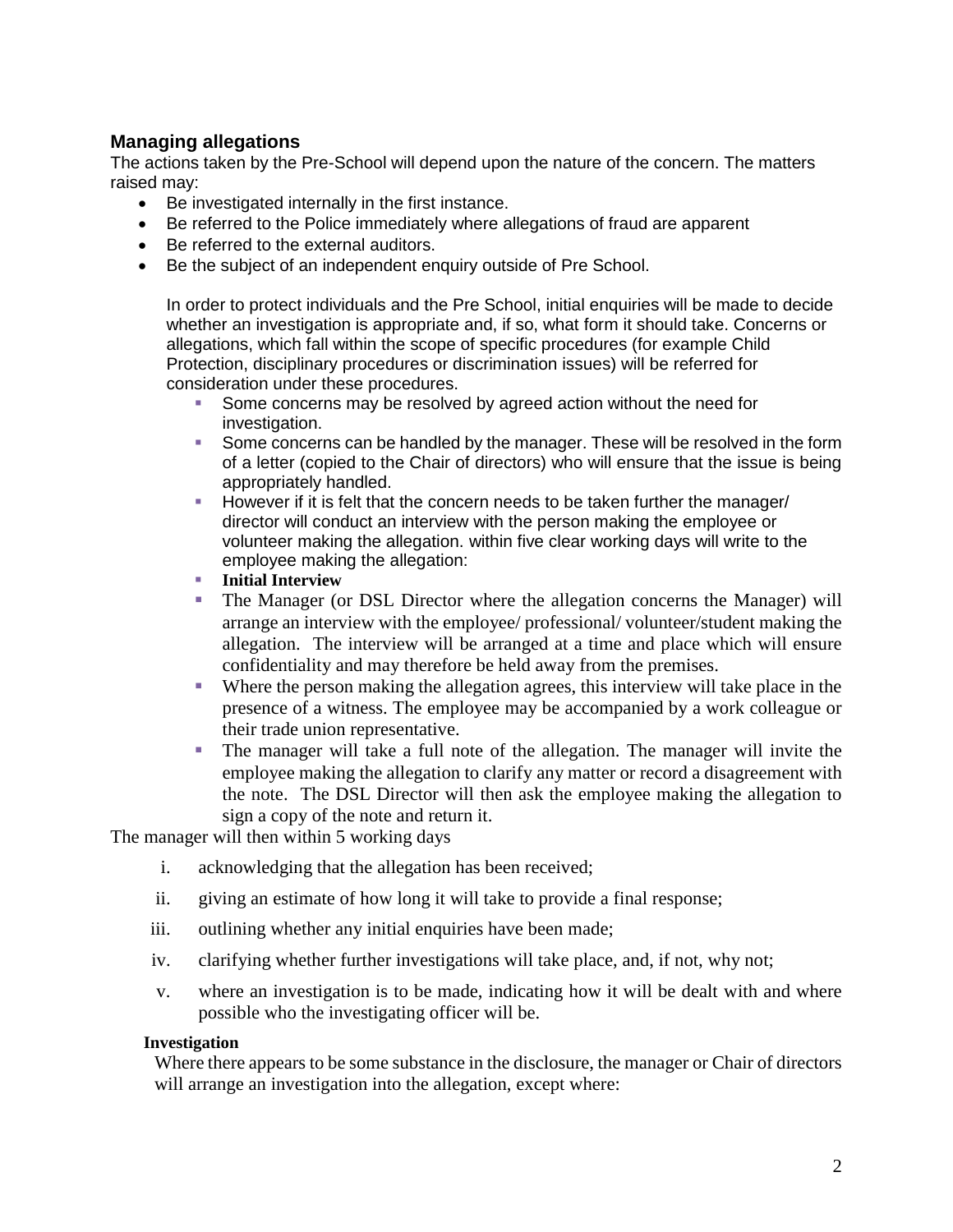## Managing allegations

The actions taken by the Pre-School will depend upon the nature of the concern. The matters raised may:

- Be investigated internally in the first instance.
- Be referred to the Police immediately where allegations of fraud are apparent
- Be referred to the external auditors.
- Be the subject of an independent enquiry outside of Pre School.

  In order to protect individuals and the Pre School, initial enquiries will be made to decide whether an investigation is appropriate and, if so, what form it should take. Concerns or allegations, which fall within the scope of specific procedures (for example Child Protection, disciplinary procedures or discrimination issues) will be referred for consideration under these procedures.

  - Some concerns may be resolved by agreed action without the need for investigation.
  - Some concerns can be handled by the manager. These will be resolved in the form of a letter (copied to the Chair of directors) who will ensure that the issue is being appropriately handled.
  - However if it is felt that the concern needs to be taken further the manager/ director will conduct an interview with the person making the employee or volunteer making the allegation. within five clear working days will write to the employee making the allegation:
  - **Initial Interview**
  - The Manager (or DSL Director where the allegation concerns the Manager) will arrange an interview with the employee/ professional/ volunteer/student making the allegation. The interview will be arranged at a time and place which will ensure confidentiality and may therefore be held away from the premises.
  - Where the person making the allegation agrees, this interview will take place in the presence of a witness. The employee may be accompanied by a work colleague or their trade union representative.
  - The manager will take a full note of the allegation. The manager will invite the employee making the allegation to clarify any matter or record a disagreement with the note. The DSL Director will then ask the employee making the allegation to sign a copy of the note and return it.

The manager will then within 5 working days

i. acknowledging that the allegation has been received;

ii. giving an estimate of how long it will take to provide a final response;

iii. outlining whether any initial enquiries have been made;

iv. clarifying whether further investigations will take place, and, if not, why not;

v. where an investigation is to be made, indicating how it will be dealt with and where possible who the investigating officer will be.

**Investigation**

Where there appears to be some substance in the disclosure, the manager or Chair of directors will arrange an investigation into the allegation, except where: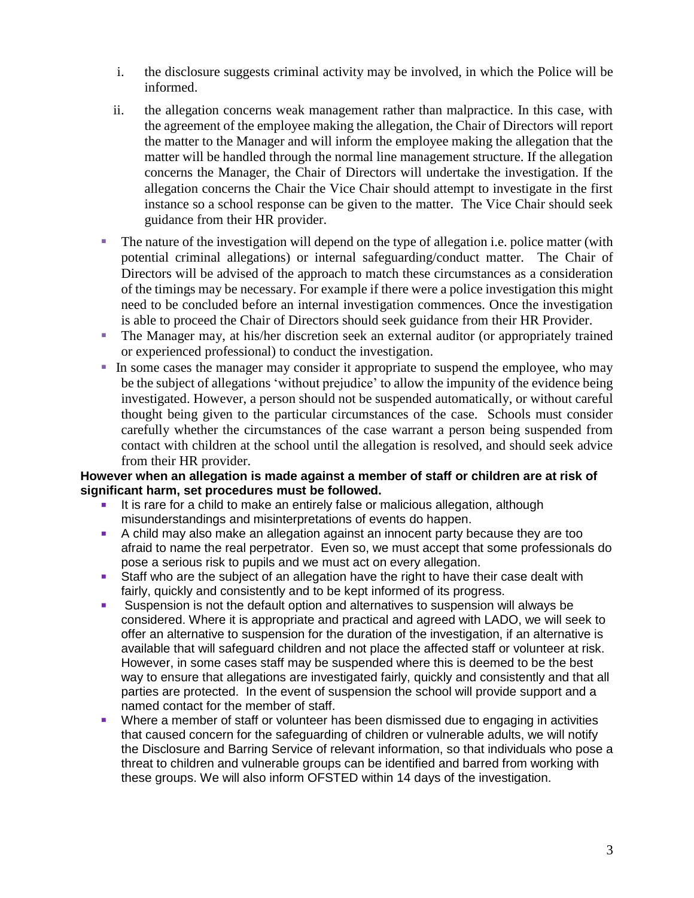i. the disclosure suggests criminal activity may be involved, in which the Police will be informed.

ii. the allegation concerns weak management rather than malpractice. In this case, with the agreement of the employee making the allegation, the Chair of Directors will report the matter to the Manager and will inform the employee making the allegation that the matter will be handled through the normal line management structure. If the allegation concerns the Manager, the Chair of Directors will undertake the investigation. If the allegation concerns the Chair the Vice Chair should attempt to investigate in the first instance so a school response can be given to the matter. The Vice Chair should seek guidance from their HR provider.

- The nature of the investigation will depend on the type of allegation i.e. police matter (with potential criminal allegations) or internal safeguarding/conduct matter. The Chair of Directors will be advised of the approach to match these circumstances as a consideration of the timings may be necessary. For example if there were a police investigation this might need to be concluded before an internal investigation commences. Once the investigation is able to proceed the Chair of Directors should seek guidance from their HR Provider.
- The Manager may, at his/her discretion seek an external auditor (or appropriately trained or experienced professional) to conduct the investigation.
- In some cases the manager may consider it appropriate to suspend the employee, who may be the subject of allegations 'without prejudice' to allow the impunity of the evidence being investigated. However, a person should not be suspended automatically, or without careful thought being given to the particular circumstances of the case. Schools must consider carefully whether the circumstances of the case warrant a person being suspended from contact with children at the school until the allegation is resolved, and should seek advice from their HR provider.

**However when an allegation is made against a member of staff or children are at risk of significant harm, set procedures must be followed.**

- It is rare for a child to make an entirely false or malicious allegation, although misunderstandings and misinterpretations of events do happen.
- A child may also make an allegation against an innocent party because they are too afraid to name the real perpetrator. Even so, we must accept that some professionals do pose a serious risk to pupils and we must act on every allegation.
- Staff who are the subject of an allegation have the right to have their case dealt with fairly, quickly and consistently and to be kept informed of its progress.
- Suspension is not the default option and alternatives to suspension will always be considered. Where it is appropriate and practical and agreed with LADO, we will seek to offer an alternative to suspension for the duration of the investigation, if an alternative is available that will safeguard children and not place the affected staff or volunteer at risk. However, in some cases staff may be suspended where this is deemed to be the best way to ensure that allegations are investigated fairly, quickly and consistently and that all parties are protected. In the event of suspension the school will provide support and a named contact for the member of staff.
- Where a member of staff or volunteer has been dismissed due to engaging in activities that caused concern for the safeguarding of children or vulnerable adults, we will notify the Disclosure and Barring Service of relevant information, so that individuals who pose a threat to children and vulnerable groups can be identified and barred from working with these groups. We will also inform OFSTED within 14 days of the investigation.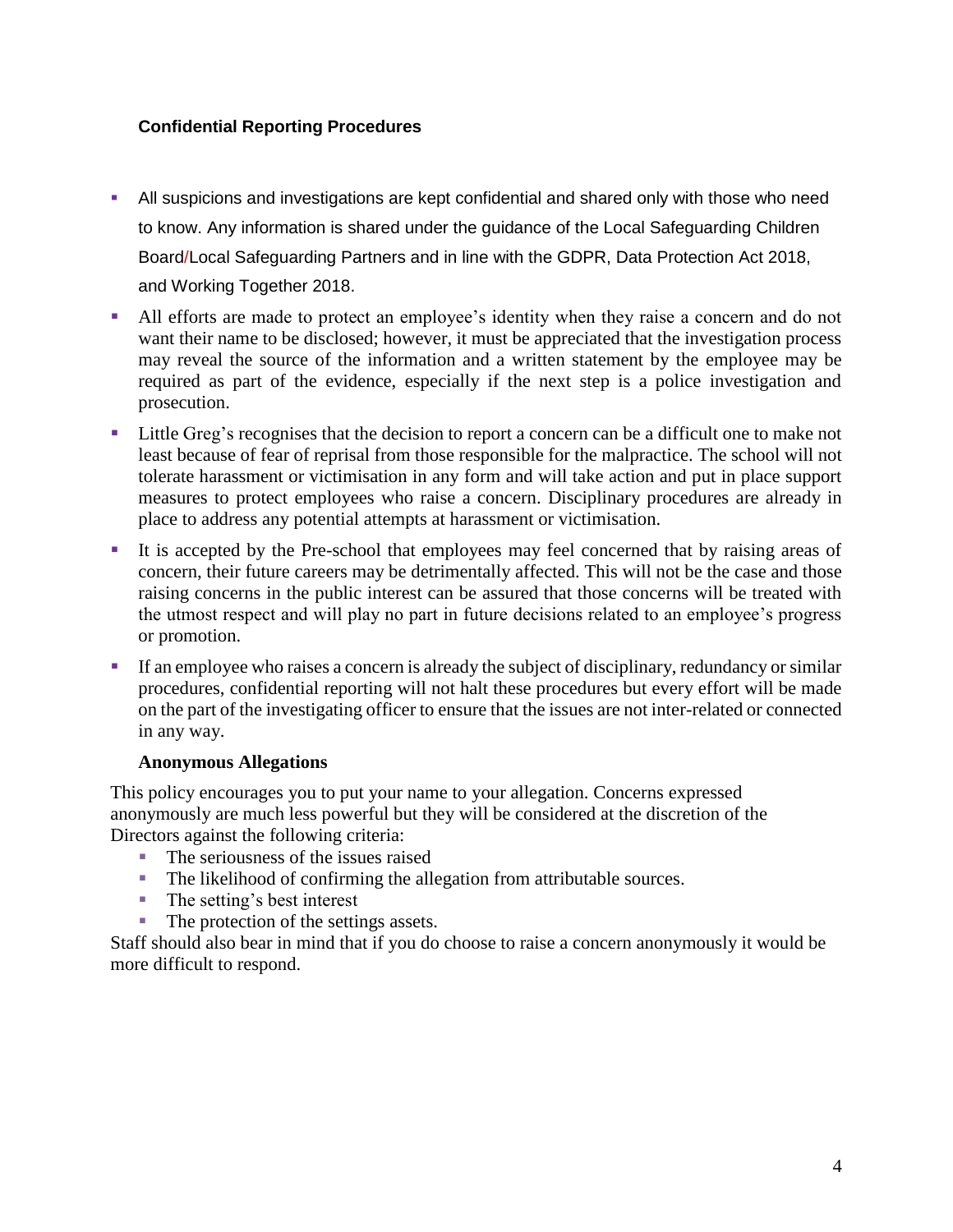### Confidential Reporting Procedures

- All suspicions and investigations are kept confidential and shared only with those who need to know. Any information is shared under the guidance of the Local Safeguarding Children Board/Local Safeguarding Partners and in line with the GDPR, Data Protection Act 2018, and Working Together 2018.
- All efforts are made to protect an employee's identity when they raise a concern and do not want their name to be disclosed; however, it must be appreciated that the investigation process may reveal the source of the information and a written statement by the employee may be required as part of the evidence, especially if the next step is a police investigation and prosecution.
- Little Greg's recognises that the decision to report a concern can be a difficult one to make not least because of fear of reprisal from those responsible for the malpractice. The school will not tolerate harassment or victimisation in any form and will take action and put in place support measures to protect employees who raise a concern. Disciplinary procedures are already in place to address any potential attempts at harassment or victimisation.
- It is accepted by the Pre-school that employees may feel concerned that by raising areas of concern, their future careers may be detrimentally affected. This will not be the case and those raising concerns in the public interest can be assured that those concerns will be treated with the utmost respect and will play no part in future decisions related to an employee's progress or promotion.
- If an employee who raises a concern is already the subject of disciplinary, redundancy or similar procedures, confidential reporting will not halt these procedures but every effort will be made on the part of the investigating officer to ensure that the issues are not inter-related or connected in any way.

**Anonymous Allegations**

This policy encourages you to put your name to your allegation. Concerns expressed anonymously are much less powerful but they will be considered at the discretion of the Directors against the following criteria:

- The seriousness of the issues raised
- The likelihood of confirming the allegation from attributable sources.
- The setting's best interest
- The protection of the settings assets.

Staff should also bear in mind that if you do choose to raise a concern anonymously it would be more difficult to respond.